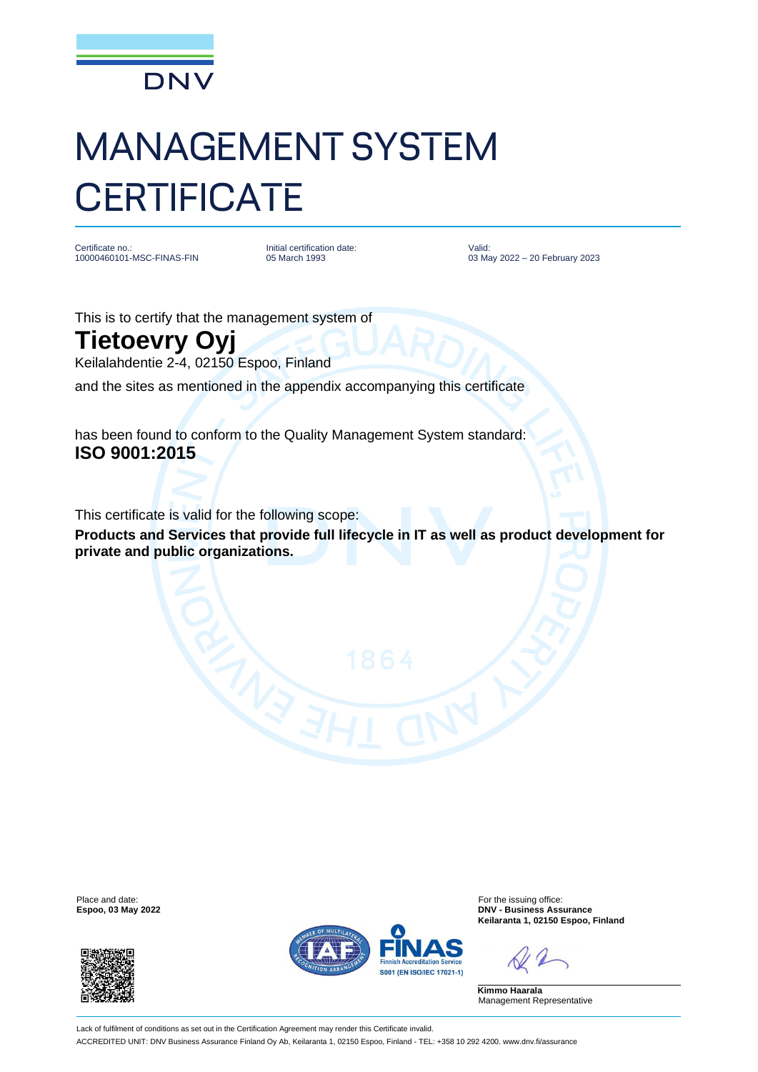DNV

# MANAGEMENT SYSTEM CERTIFICATE

Certificate no.:
10000460101-MSC-FINAS-FIN

Initial certification date:
05 March 1993

Valid:
03 May 2022 – 20 February 2023

This is to certify that the management system of

## Tietoevry Oyj

Keilalahdentie 2-4, 02150 Espoo, Finland

and the sites as mentioned in the appendix accompanying this certificate

has been found to conform to the Quality Management System standard:
**ISO 9001:2015**

This certificate is valid for the following scope:
**Products and Services that provide full lifecycle in IT as well as product development for private and public organizations.**

Place and date:
**Espoo, 03 May 2022**

For the issuing office:
**DNV - Business Assurance**
**Keilaranta 1, 02150 Espoo, Finland**

**Kimmo Haarala**
Management Representative

Lack of fulfilment of conditions as set out in the Certification Agreement may render this Certificate invalid.
ACCREDITED UNIT: DNV Business Assurance Finland Oy Ab, Keilaranta 1, 02150 Espoo, Finland - TEL: +358 10 292 4200. www.dnv.fi/assurance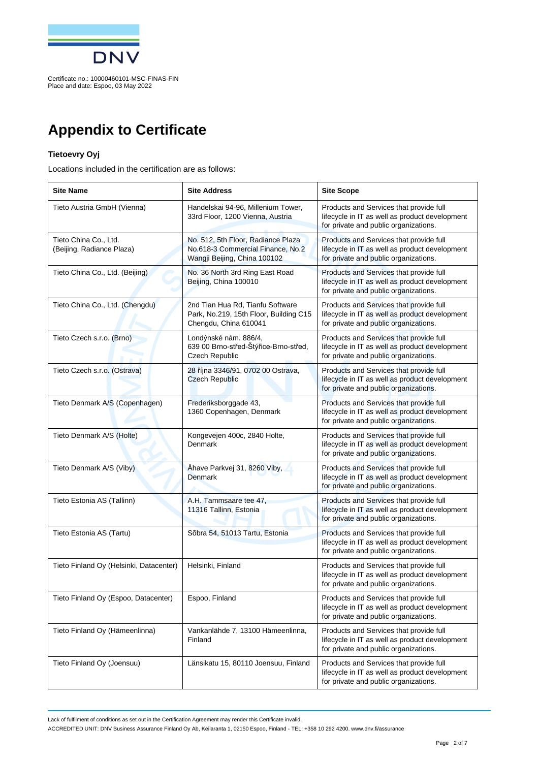Certificate no.: 10000460101-MSC-FINAS-FIN
Place and date: Espoo, 03 May 2022

# Appendix to Certificate

**Tietoevry Oyj**

Locations included in the certification are as follows:

| Site Name | Site Address | Site Scope |
|---|---|---|
| Tieto Austria GmbH (Vienna) | Handelskai 94-96, Millenium Tower, 33rd Floor, 1200 Vienna, Austria | Products and Services that provide full lifecycle in IT as well as product development for private and public organizations. |
| Tieto China Co., Ltd. (Beijing, Radiance Plaza) | No. 512, 5th Floor, Radiance Plaza No.618-3 Commercial Finance, No.2 Wangji Beijing, China 100102 | Products and Services that provide full lifecycle in IT as well as product development for private and public organizations. |
| Tieto China Co., Ltd. (Beijing) | No. 36 North 3rd Ring East Road Beijing, China 100010 | Products and Services that provide full lifecycle in IT as well as product development for private and public organizations. |
| Tieto China Co., Ltd. (Chengdu) | 2nd Tian Hua Rd, Tianfu Software Park, No.219, 15th Floor, Building C15 Chengdu, China 610041 | Products and Services that provide full lifecycle in IT as well as product development for private and public organizations. |
| Tieto Czech s.r.o. (Brno) | Londýnské nám. 886/4, 639 00 Brno-střed-Štýřice-Brno-střed, Czech Republic | Products and Services that provide full lifecycle in IT as well as product development for private and public organizations. |
| Tieto Czech s.r.o. (Ostrava) | 28 října 3346/91, 0702 00 Ostrava, Czech Republic | Products and Services that provide full lifecycle in IT as well as product development for private and public organizations. |
| Tieto Denmark A/S (Copenhagen) | Frederiksborggade 43, 1360 Copenhagen, Denmark | Products and Services that provide full lifecycle in IT as well as product development for private and public organizations. |
| Tieto Denmark A/S (Holte) | Kongevejen 400c, 2840 Holte, Denmark | Products and Services that provide full lifecycle in IT as well as product development for private and public organizations. |
| Tieto Denmark A/S (Viby) | Åhave Parkvej 31, 8260 Viby, Denmark | Products and Services that provide full lifecycle in IT as well as product development for private and public organizations. |
| Tieto Estonia AS (Tallinn) | A.H. Tammsaare tee 47, 11316 Tallinn, Estonia | Products and Services that provide full lifecycle in IT as well as product development for private and public organizations. |
| Tieto Estonia AS (Tartu) | Sõbra 54, 51013 Tartu, Estonia | Products and Services that provide full lifecycle in IT as well as product development for private and public organizations. |
| Tieto Finland Oy (Helsinki, Datacenter) | Helsinki, Finland | Products and Services that provide full lifecycle in IT as well as product development for private and public organizations. |
| Tieto Finland Oy (Espoo, Datacenter) | Espoo, Finland | Products and Services that provide full lifecycle in IT as well as product development for private and public organizations. |
| Tieto Finland Oy (Hämeenlinna) | Vankanlähde 7, 13100 Hämeenlinna, Finland | Products and Services that provide full lifecycle in IT as well as product development for private and public organizations. |
| Tieto Finland Oy (Joensuu) | Länsikatu 15, 80110 Joensuu, Finland | Products and Services that provide full lifecycle in IT as well as product development for private and public organizations. |

Lack of fulfilment of conditions as set out in the Certification Agreement may render this Certificate invalid.

ACCREDITED UNIT: DNV Business Assurance Finland Oy Ab, Keilaranta 1, 02150 Espoo, Finland - TEL: +358 10 292 4200. www.dnv.fi/assurance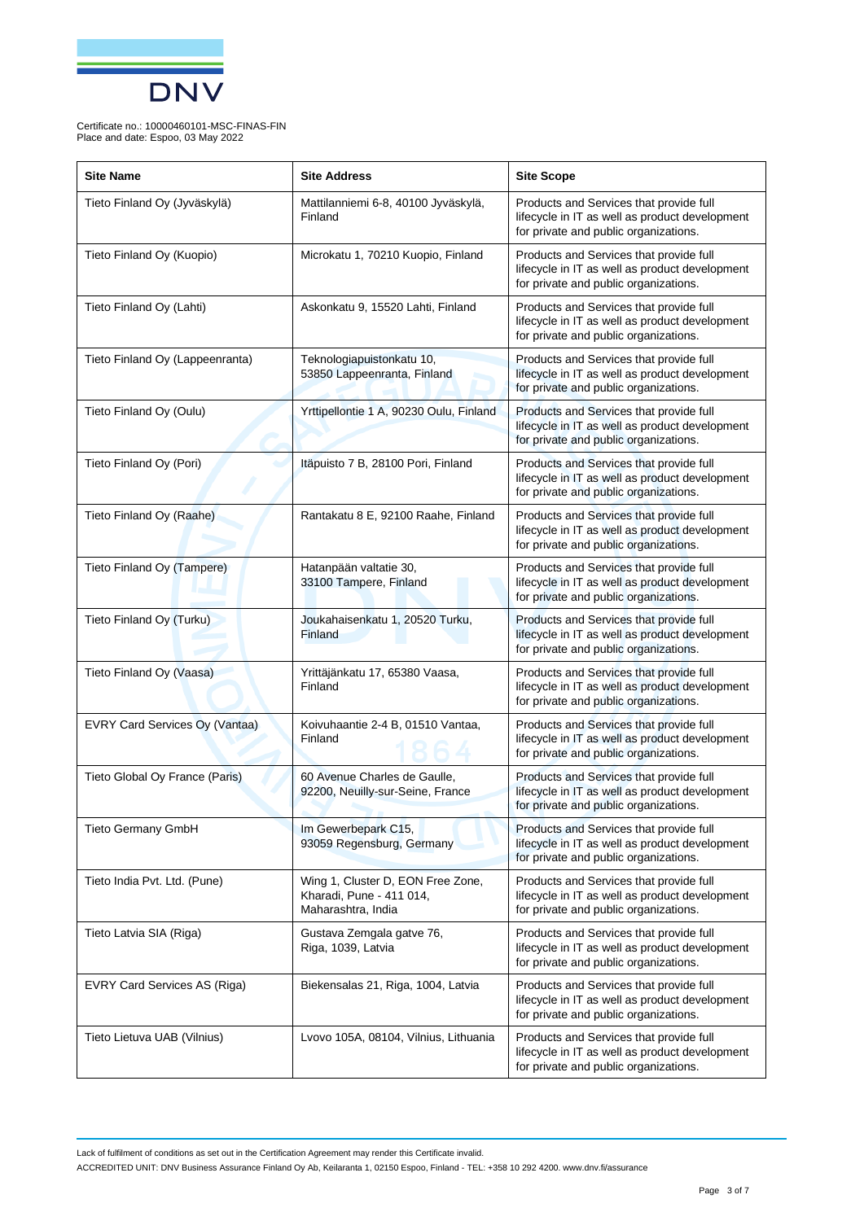Certificate no.: 10000460101-MSC-FINAS-FIN
Place and date: Espoo, 03 May 2022

| Site Name | Site Address | Site Scope |
|---|---|---|
| Tieto Finland Oy (Jyväskylä) | Mattilanniemi 6-8, 40100 Jyväskylä, Finland | Products and Services that provide full lifecycle in IT as well as product development for private and public organizations. |
| Tieto Finland Oy (Kuopio) | Microkatu 1, 70210 Kuopio, Finland | Products and Services that provide full lifecycle in IT as well as product development for private and public organizations. |
| Tieto Finland Oy (Lahti) | Askonkatu 9, 15520 Lahti, Finland | Products and Services that provide full lifecycle in IT as well as product development for private and public organizations. |
| Tieto Finland Oy (Lappeenranta) | Teknologiapuistonkatu 10, 53850 Lappeenranta, Finland | Products and Services that provide full lifecycle in IT as well as product development for private and public organizations. |
| Tieto Finland Oy (Oulu) | Yrttipellontie 1 A, 90230 Oulu, Finland | Products and Services that provide full lifecycle in IT as well as product development for private and public organizations. |
| Tieto Finland Oy (Pori) | Itäpuisto 7 B, 28100 Pori, Finland | Products and Services that provide full lifecycle in IT as well as product development for private and public organizations. |
| Tieto Finland Oy (Raahe) | Rantakatu 8 E, 92100 Raahe, Finland | Products and Services that provide full lifecycle in IT as well as product development for private and public organizations. |
| Tieto Finland Oy (Tampere) | Hatanpään valtatie 30, 33100 Tampere, Finland | Products and Services that provide full lifecycle in IT as well as product development for private and public organizations. |
| Tieto Finland Oy (Turku) | Joukahaisenkatu 1, 20520 Turku, Finland | Products and Services that provide full lifecycle in IT as well as product development for private and public organizations. |
| Tieto Finland Oy (Vaasa) | Yrittäjänkatu 17, 65380 Vaasa, Finland | Products and Services that provide full lifecycle in IT as well as product development for private and public organizations. |
| EVRY Card Services Oy (Vantaa) | Koivuhaantie 2-4 B, 01510 Vantaa, Finland | Products and Services that provide full lifecycle in IT as well as product development for private and public organizations. |
| Tieto Global Oy France (Paris) | 60 Avenue Charles de Gaulle, 92200, Neuilly-sur-Seine, France | Products and Services that provide full lifecycle in IT as well as product development for private and public organizations. |
| Tieto Germany GmbH | Im Gewerbepark C15, 93059 Regensburg, Germany | Products and Services that provide full lifecycle in IT as well as product development for private and public organizations. |
| Tieto India Pvt. Ltd. (Pune) | Wing 1, Cluster D, EON Free Zone, Kharadi, Pune - 411 014, Maharashtra, India | Products and Services that provide full lifecycle in IT as well as product development for private and public organizations. |
| Tieto Latvia SIA (Riga) | Gustava Zemgala gatve 76, Riga, 1039, Latvia | Products and Services that provide full lifecycle in IT as well as product development for private and public organizations. |
| EVRY Card Services AS (Riga) | Biekensalas 21, Riga, 1004, Latvia | Products and Services that provide full lifecycle in IT as well as product development for private and public organizations. |
| Tieto Lietuva UAB (Vilnius) | Lvovo 105A, 08104, Vilnius, Lithuania | Products and Services that provide full lifecycle in IT as well as product development for private and public organizations. |

Lack of fulfilment of conditions as set out in the Certification Agreement may render this Certificate invalid.

ACCREDITED UNIT: DNV Business Assurance Finland Oy Ab, Keilaranta 1, 02150 Espoo, Finland - TEL: +358 10 292 4200. www.dnv.fi/assurance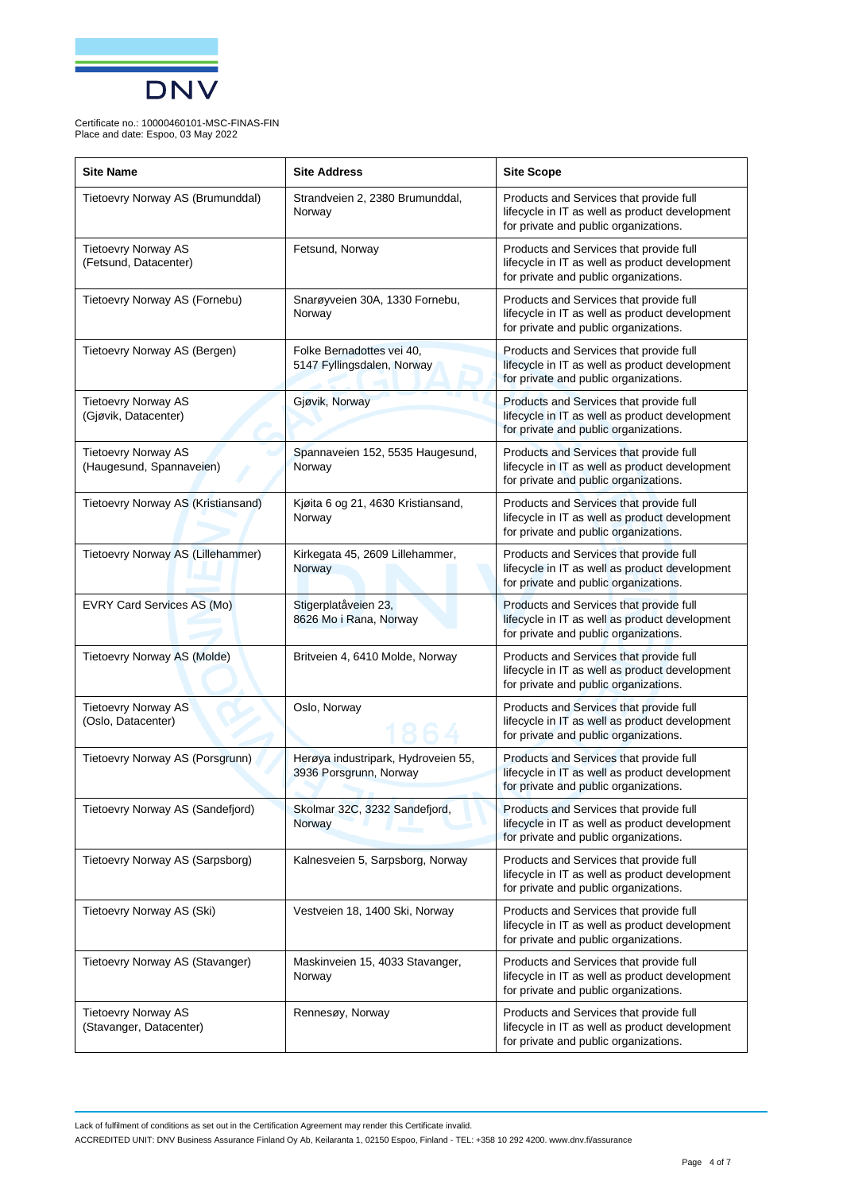Certificate no.: 10000460101-MSC-FINAS-FIN
Place and date: Espoo, 03 May 2022

| Site Name | Site Address | Site Scope |
|---|---|---|
| Tietoevry Norway AS (Brumunddal) | Strandveien 2, 2380 Brumunddal, Norway | Products and Services that provide full lifecycle in IT as well as product development for private and public organizations. |
| Tietoevry Norway AS (Fetsund, Datacenter) | Fetsund, Norway | Products and Services that provide full lifecycle in IT as well as product development for private and public organizations. |
| Tietoevry Norway AS (Fornebu) | Snarøyveien 30A, 1330 Fornebu, Norway | Products and Services that provide full lifecycle in IT as well as product development for private and public organizations. |
| Tietoevry Norway AS (Bergen) | Folke Bernadottes vei 40, 5147 Fyllingsdalen, Norway | Products and Services that provide full lifecycle in IT as well as product development for private and public organizations. |
| Tietoevry Norway AS (Gjøvik, Datacenter) | Gjøvik, Norway | Products and Services that provide full lifecycle in IT as well as product development for private and public organizations. |
| Tietoevry Norway AS (Haugesund, Spannaveien) | Spannaveien 152, 5535 Haugesund, Norway | Products and Services that provide full lifecycle in IT as well as product development for private and public organizations. |
| Tietoevry Norway AS (Kristiansand) | Kjøita 6 og 21, 4630 Kristiansand, Norway | Products and Services that provide full lifecycle in IT as well as product development for private and public organizations. |
| Tietoevry Norway AS (Lillehammer) | Kirkegata 45, 2609 Lillehammer, Norway | Products and Services that provide full lifecycle in IT as well as product development for private and public organizations. |
| EVRY Card Services AS (Mo) | Stigerplatåveien 23, 8626 Mo i Rana, Norway | Products and Services that provide full lifecycle in IT as well as product development for private and public organizations. |
| Tietoevry Norway AS (Molde) | Britveien 4, 6410 Molde, Norway | Products and Services that provide full lifecycle in IT as well as product development for private and public organizations. |
| Tietoevry Norway AS (Oslo, Datacenter) | Oslo, Norway | Products and Services that provide full lifecycle in IT as well as product development for private and public organizations. |
| Tietoevry Norway AS (Porsgrunn) | Herøya industripark, Hydroveien 55, 3936 Porsgrunn, Norway | Products and Services that provide full lifecycle in IT as well as product development for private and public organizations. |
| Tietoevry Norway AS (Sandefjord) | Skolmar 32C, 3232 Sandefjord, Norway | Products and Services that provide full lifecycle in IT as well as product development for private and public organizations. |
| Tietoevry Norway AS (Sarpsborg) | Kalnesveien 5, Sarpsborg, Norway | Products and Services that provide full lifecycle in IT as well as product development for private and public organizations. |
| Tietoevry Norway AS (Ski) | Vestveien 18, 1400 Ski, Norway | Products and Services that provide full lifecycle in IT as well as product development for private and public organizations. |
| Tietoevry Norway AS (Stavanger) | Maskinveien 15, 4033 Stavanger, Norway | Products and Services that provide full lifecycle in IT as well as product development for private and public organizations. |
| Tietoevry Norway AS (Stavanger, Datacenter) | Rennesøy, Norway | Products and Services that provide full lifecycle in IT as well as product development for private and public organizations. |

Lack of fulfilment of conditions as set out in the Certification Agreement may render this Certificate invalid.

ACCREDITED UNIT: DNV Business Assurance Finland Oy Ab, Keilaranta 1, 02150 Espoo, Finland - TEL: +358 10 292 4200. www.dnv.fi/assurance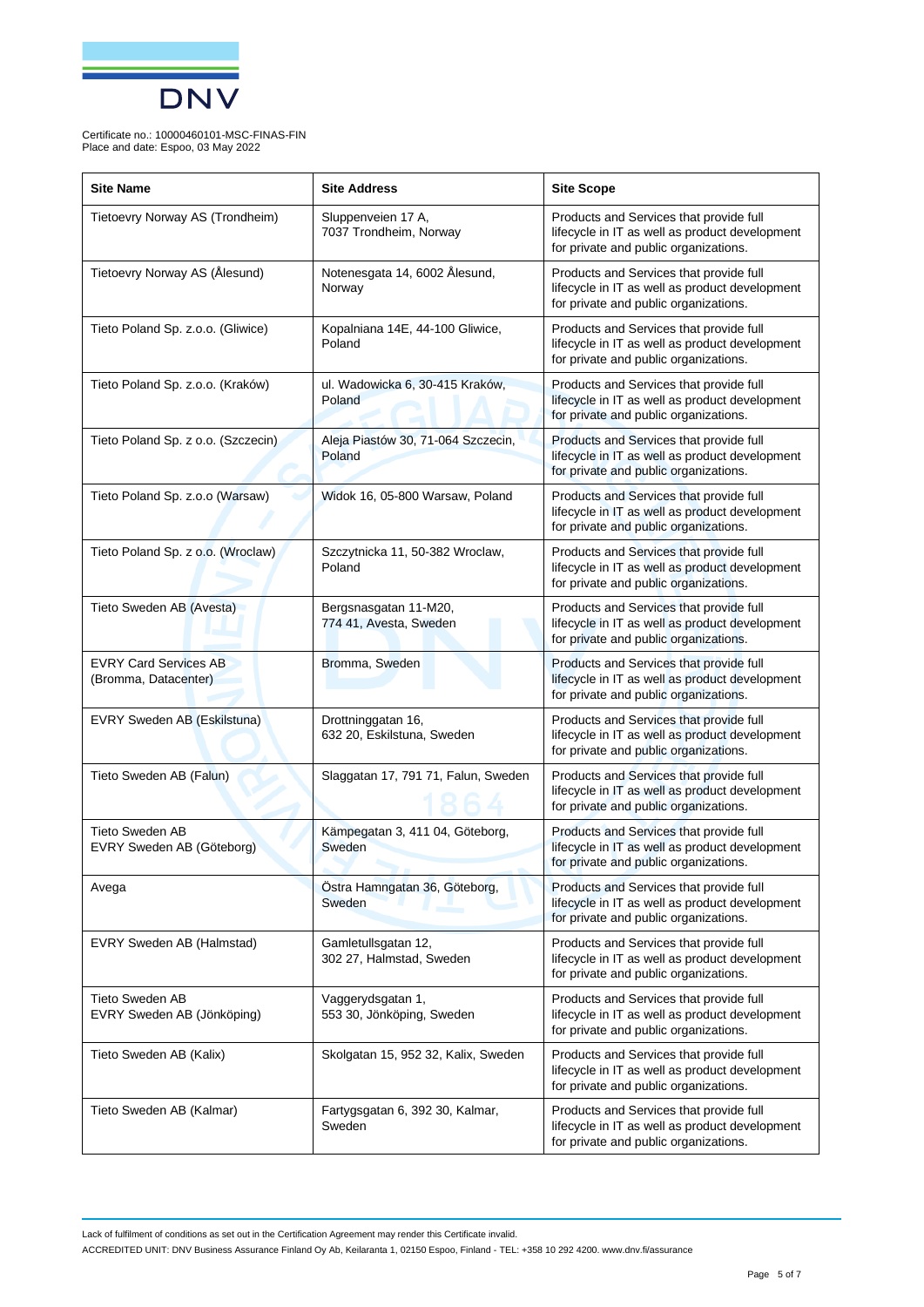Certificate no.: 10000460101-MSC-FINAS-FIN
Place and date: Espoo, 03 May 2022

| Site Name | Site Address | Site Scope |
|---|---|---|
| Tietoevry Norway AS (Trondheim) | Sluppenveien 17 A, 7037 Trondheim, Norway | Products and Services that provide full lifecycle in IT as well as product development for private and public organizations. |
| Tietoevry Norway AS (Ålesund) | Notenesgata 14, 6002 Ålesund, Norway | Products and Services that provide full lifecycle in IT as well as product development for private and public organizations. |
| Tieto Poland Sp. z.o.o. (Gliwice) | Kopalniana 14E, 44-100 Gliwice, Poland | Products and Services that provide full lifecycle in IT as well as product development for private and public organizations. |
| Tieto Poland Sp. z.o.o. (Kraków) | ul. Wadowicka 6, 30-415 Kraków, Poland | Products and Services that provide full lifecycle in IT as well as product development for private and public organizations. |
| Tieto Poland Sp. z o.o. (Szczecin) | Aleja Piastów 30, 71-064 Szczecin, Poland | Products and Services that provide full lifecycle in IT as well as product development for private and public organizations. |
| Tieto Poland Sp. z.o.o (Warsaw) | Widok 16, 05-800 Warsaw, Poland | Products and Services that provide full lifecycle in IT as well as product development for private and public organizations. |
| Tieto Poland Sp. z o.o. (Wroclaw) | Szczytnicka 11, 50-382 Wroclaw, Poland | Products and Services that provide full lifecycle in IT as well as product development for private and public organizations. |
| Tieto Sweden AB (Avesta) | Bergsnasgatan 11-M20, 774 41, Avesta, Sweden | Products and Services that provide full lifecycle in IT as well as product development for private and public organizations. |
| EVRY Card Services AB (Bromma, Datacenter) | Bromma, Sweden | Products and Services that provide full lifecycle in IT as well as product development for private and public organizations. |
| EVRY Sweden AB (Eskilstuna) | Drottninggatan 16, 632 20, Eskilstuna, Sweden | Products and Services that provide full lifecycle in IT as well as product development for private and public organizations. |
| Tieto Sweden AB (Falun) | Slaggatan 17, 791 71, Falun, Sweden | Products and Services that provide full lifecycle in IT as well as product development for private and public organizations. |
| Tieto Sweden AB<br>EVRY Sweden AB (Göteborg) | Kämpegatan 3, 411 04, Göteborg, Sweden | Products and Services that provide full lifecycle in IT as well as product development for private and public organizations. |
| Avega | Östra Hamngatan 36, Göteborg, Sweden | Products and Services that provide full lifecycle in IT as well as product development for private and public organizations. |
| EVRY Sweden AB (Halmstad) | Gamletullsgatan 12, 302 27, Halmstad, Sweden | Products and Services that provide full lifecycle in IT as well as product development for private and public organizations. |
| Tieto Sweden AB<br>EVRY Sweden AB (Jönköping) | Vaggerydsgatan 1, 553 30, Jönköping, Sweden | Products and Services that provide full lifecycle in IT as well as product development for private and public organizations. |
| Tieto Sweden AB (Kalix) | Skolgatan 15, 952 32, Kalix, Sweden | Products and Services that provide full lifecycle in IT as well as product development for private and public organizations. |
| Tieto Sweden AB (Kalmar) | Fartygsgatan 6, 392 30, Kalmar, Sweden | Products and Services that provide full lifecycle in IT as well as product development for private and public organizations. |

Lack of fulfilment of conditions as set out in the Certification Agreement may render this Certificate invalid.

ACCREDITED UNIT: DNV Business Assurance Finland Oy Ab, Keilaranta 1, 02150 Espoo, Finland - TEL: +358 10 292 4200. www.dnv.fi/assurance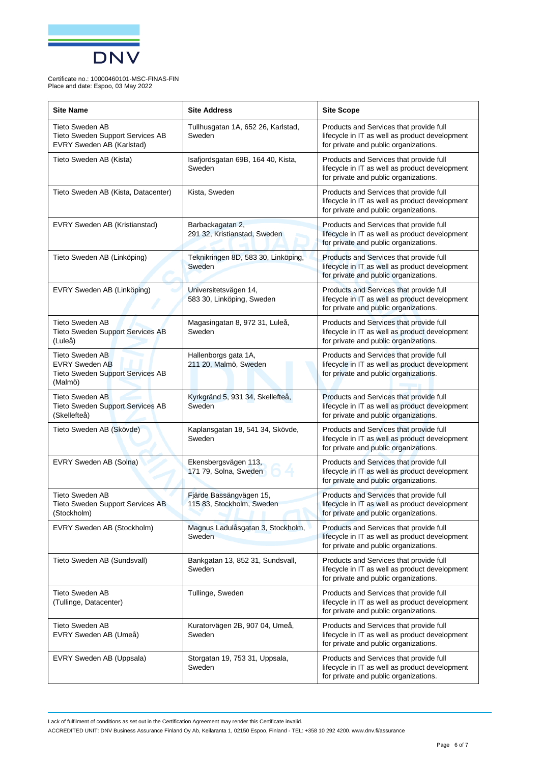Certificate no.: 10000460101-MSC-FINAS-FIN
Place and date: Espoo, 03 May 2022

| Site Name | Site Address | Site Scope |
|---|---|---|
| Tieto Sweden AB<br>Tieto Sweden Support Services AB<br>EVRY Sweden AB (Karlstad) | Tullhusgatan 1A, 652 26, Karlstad, Sweden | Products and Services that provide full lifecycle in IT as well as product development for private and public organizations. |
| Tieto Sweden AB (Kista) | Isafjordsgatan 69B, 164 40, Kista, Sweden | Products and Services that provide full lifecycle in IT as well as product development for private and public organizations. |
| Tieto Sweden AB (Kista, Datacenter) | Kista, Sweden | Products and Services that provide full lifecycle in IT as well as product development for private and public organizations. |
| EVRY Sweden AB (Kristianstad) | Barbackagatan 2,<br>291 32, Kristianstad, Sweden | Products and Services that provide full lifecycle in IT as well as product development for private and public organizations. |
| Tieto Sweden AB (Linköping) | Teknikringen 8D, 583 30, Linköping, Sweden | Products and Services that provide full lifecycle in IT as well as product development for private and public organizations. |
| EVRY Sweden AB (Linköping) | Universitetsvägen 14,<br>583 30, Linköping, Sweden | Products and Services that provide full lifecycle in IT as well as product development for private and public organizations. |
| Tieto Sweden AB<br>Tieto Sweden Support Services AB (Luleå) | Magasingatan 8, 972 31, Luleå, Sweden | Products and Services that provide full lifecycle in IT as well as product development for private and public organizations. |
| Tieto Sweden AB<br>EVRY Sweden AB<br>Tieto Sweden Support Services AB (Malmö) | Hallenborgs gata 1A,<br>211 20, Malmö, Sweden | Products and Services that provide full lifecycle in IT as well as product development for private and public organizations. |
| Tieto Sweden AB<br>Tieto Sweden Support Services AB (Skellefteå) | Kyrkgränd 5, 931 34, Skellefteå, Sweden | Products and Services that provide full lifecycle in IT as well as product development for private and public organizations. |
| Tieto Sweden AB (Skövde) | Kaplansgatan 18, 541 34, Skövde, Sweden | Products and Services that provide full lifecycle in IT as well as product development for private and public organizations. |
| EVRY Sweden AB (Solna) | Ekensbergsvägen 113,<br>171 79, Solna, Sweden | Products and Services that provide full lifecycle in IT as well as product development for private and public organizations. |
| Tieto Sweden AB<br>Tieto Sweden Support Services AB (Stockholm) | Fjärde Bassängvägen 15,<br>115 83, Stockholm, Sweden | Products and Services that provide full lifecycle in IT as well as product development for private and public organizations. |
| EVRY Sweden AB (Stockholm) | Magnus Ladulåsgatan 3, Stockholm, Sweden | Products and Services that provide full lifecycle in IT as well as product development for private and public organizations. |
| Tieto Sweden AB (Sundsvall) | Bankgatan 13, 852 31, Sundsvall, Sweden | Products and Services that provide full lifecycle in IT as well as product development for private and public organizations. |
| Tieto Sweden AB<br>(Tullinge, Datacenter) | Tullinge, Sweden | Products and Services that provide full lifecycle in IT as well as product development for private and public organizations. |
| Tieto Sweden AB<br>EVRY Sweden AB (Umeå) | Kuratorvägen 2B, 907 04, Umeå, Sweden | Products and Services that provide full lifecycle in IT as well as product development for private and public organizations. |
| EVRY Sweden AB (Uppsala) | Storgatan 19, 753 31, Uppsala, Sweden | Products and Services that provide full lifecycle in IT as well as product development for private and public organizations. |

Lack of fulfilment of conditions as set out in the Certification Agreement may render this Certificate invalid.

ACCREDITED UNIT: DNV Business Assurance Finland Oy Ab, Keilaranta 1, 02150 Espoo, Finland - TEL: +358 10 292 4200. www.dnv.fi/assurance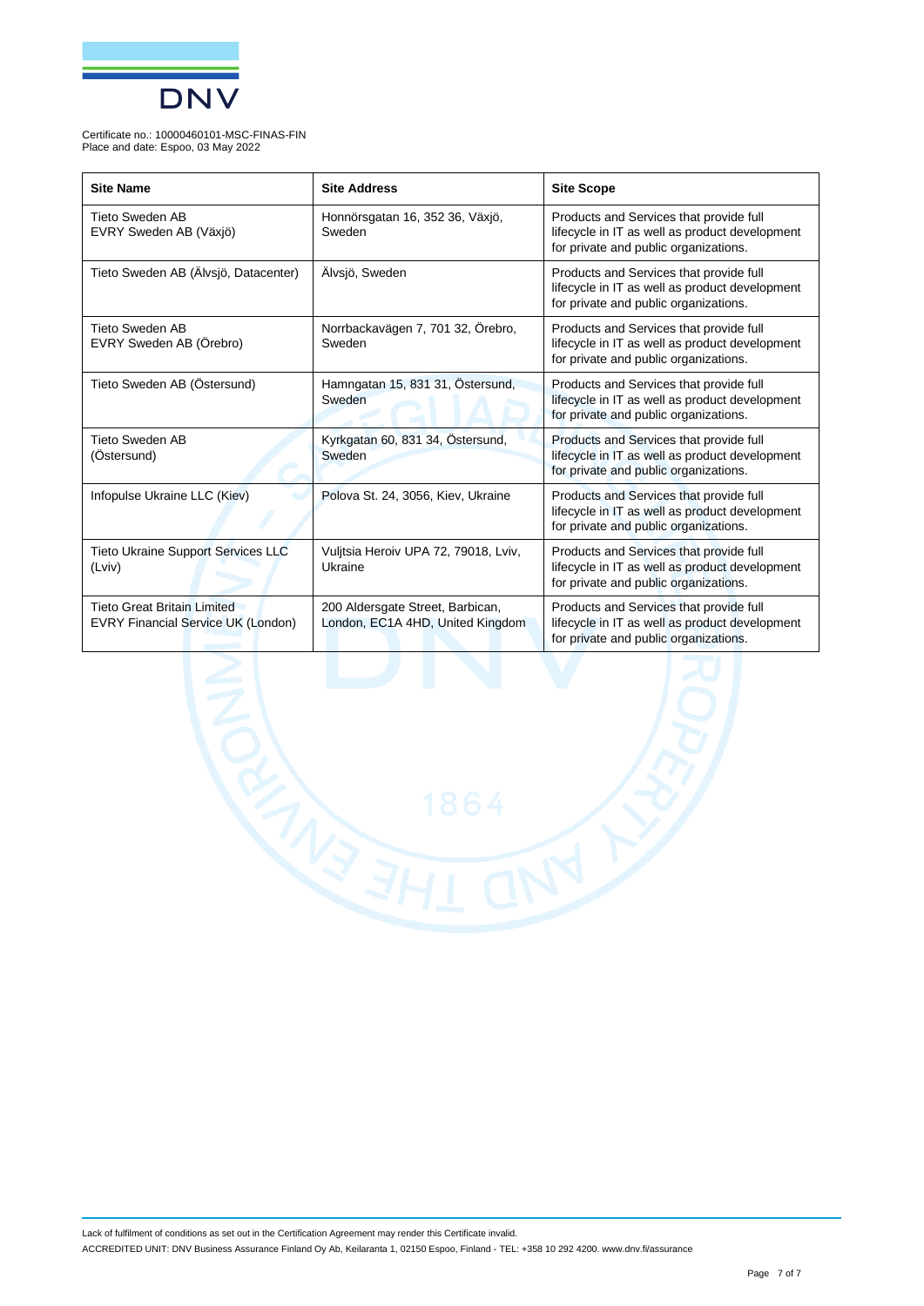Certificate no.: 10000460101-MSC-FINAS-FIN
Place and date: Espoo, 03 May 2022

| Site Name | Site Address | Site Scope |
|---|---|---|
| Tieto Sweden AB<br>EVRY Sweden AB (Växjö) | Honnörsgatan 16, 352 36, Växjö, Sweden | Products and Services that provide full lifecycle in IT as well as product development for private and public organizations. |
| Tieto Sweden AB (Älvsjö, Datacenter) | Älvsjö, Sweden | Products and Services that provide full lifecycle in IT as well as product development for private and public organizations. |
| Tieto Sweden AB<br>EVRY Sweden AB (Örebro) | Norrbackavägen 7, 701 32, Örebro, Sweden | Products and Services that provide full lifecycle in IT as well as product development for private and public organizations. |
| Tieto Sweden AB (Östersund) | Hamngatan 15, 831 31, Östersund, Sweden | Products and Services that provide full lifecycle in IT as well as product development for private and public organizations. |
| Tieto Sweden AB<br>(Östersund) | Kyrkgatan 60, 831 34, Östersund, Sweden | Products and Services that provide full lifecycle in IT as well as product development for private and public organizations. |
| Infopulse Ukraine LLC (Kiev) | Polova St. 24, 3056, Kiev, Ukraine | Products and Services that provide full lifecycle in IT as well as product development for private and public organizations. |
| Tieto Ukraine Support Services LLC (Lviv) | Vuljtsia Heroiv UPA 72, 79018, Lviv, Ukraine | Products and Services that provide full lifecycle in IT as well as product development for private and public organizations. |
| Tieto Great Britain Limited<br>EVRY Financial Service UK (London) | 200 Aldersgate Street, Barbican, London, EC1A 4HD, United Kingdom | Products and Services that provide full lifecycle in IT as well as product development for private and public organizations. |

Lack of fulfilment of conditions as set out in the Certification Agreement may render this Certificate invalid.

ACCREDITED UNIT: DNV Business Assurance Finland Oy Ab, Keilaranta 1, 02150 Espoo, Finland - TEL: +358 10 292 4200. www.dnv.fi/assurance